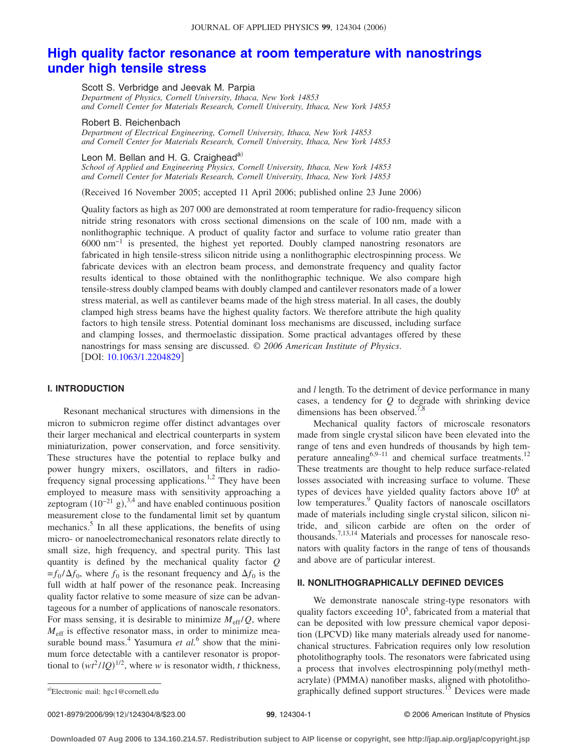# High quality factor resonance at room temperature with nanostrings under high tensile stress

Scott S. Verbridge and Jeevak M. Parpia
*Department of Physics, Cornell University, Ithaca, New York 14853 and Cornell Center for Materials Research, Cornell University, Ithaca, New York 14853*

Robert B. Reichenbach
*Department of Electrical Engineering, Cornell University, Ithaca, New York 14853 and Cornell Center for Materials Research, Cornell University, Ithaca, New York 14853*

Leon M. Bellan and H. G. Craighead[a]
*School of Applied and Engineering Physics, Cornell University, Ithaca, New York 14853 and Cornell Center for Materials Research, Cornell University, Ithaca, New York 14853*

(Received 16 November 2005; accepted 11 April 2006; published online 23 June 2006)

Quality factors as high as 207 000 are demonstrated at room temperature for radio-frequency silicon nitride string resonators with cross sectional dimensions on the scale of 100 nm, made with a nonlithographic technique. A product of quality factor and surface to volume ratio greater than 6000 $nm^{-1}$ is presented, the highest yet reported. Doubly clamped nanostring resonators are fabricated in high tensile-stress silicon nitride using a nonlithographic electrospinning process. We fabricate devices with an electron beam process, and demonstrate frequency and quality factor results identical to those obtained with the nonlithographic technique. We also compare high tensile-stress doubly clamped beams with doubly clamped and cantilever resonators made of a lower stress material, as well as cantilever beams made of the high stress material. In all cases, the doubly clamped high stress beams have the highest quality factors. We therefore attribute the high quality factors to high tensile stress. Potential dominant loss mechanisms are discussed, including surface and clamping losses, and thermoelastic dissipation. Some practical advantages offered by these nanostrings for mass sensing are discussed. *© 2006 American Institute of Physics*. [DOI: 10.1063/1.2204829]

## I. INTRODUCTION

Resonant mechanical structures with dimensions in the micron to submicron regime offer distinct advantages over their larger mechanical and electrical counterparts in system miniaturization, power conservation, and force sensitivity. These structures have the potential to replace bulky and power hungry mixers, oscillators, and filters in radio-frequency signal processing applications.[1,2] They have been employed to measure mass with sensitivity approaching a zeptogram ($10^{-21}$ g),[3,4] and have enabled continuous position measurement close to the fundamental limit set by quantum mechanics.[5] In all these applications, the benefits of using micro- or nanoelectromechanical resonators relate directly to small size, high frequency, and spectral purity. This last quantity is defined by the mechanical quality factor $Q = f_0/\Delta f_0$, where $f_0$ is the resonant frequency and $\Delta f_0$ is the full width at half power of the resonance peak. Increasing quality factor relative to some measure of size can be advantageous for a number of applications of nanoscale resonators. For mass sensing, it is desirable to minimize $M_{\text{eff}}/Q$, where $M_{\text{eff}}$ is effective resonator mass, in order to minimize measurable bound mass.[4] Yasumura *et al.*[6] show that the minimum force detectable with a cantilever resonator is proportional to $(wt^2/lQ)^{1/2}$, where $w$ is resonator width, $t$ thickness, and $l$ length. To the detriment of device performance in many cases, a tendency for $Q$ to degrade with shrinking device dimensions has been observed.[7,8]

Mechanical quality factors of microscale resonators made from single crystal silicon have been elevated into the range of tens and even hundreds of thousands by high temperature annealing[6,9–11] and chemical surface treatments.[12] These treatments are thought to help reduce surface-related losses associated with increasing surface to volume. These types of devices have yielded quality factors above $10^6$ at low temperatures.[9] Quality factors of nanoscale oscillators made from materials including single crystal silicon, silicon nitride, and silicon carbide are often on the order of thousands.[7,13,14] Materials and processes for nanoscale resonators with quality factors in the range of tens of thousands and above are of particular interest.

## II. NONLITHOGRAPHICALLY DEFINED DEVICES

We demonstrate nanoscale string-type resonators with quality factors exceeding $10^5$, fabricated from a material that can be deposited with low pressure chemical vapor deposition (LPCVD) like many materials already used for nanomechanical structures. Fabrication requires only low resolution photolithography tools. The resonators were fabricated using a process that involves electrospinning poly(methyl methacrylate) (PMMA) nanofiber masks, aligned with photolithographically defined support structures.[15] Devices were made

[a]Electronic mail: hgc1@cornell.edu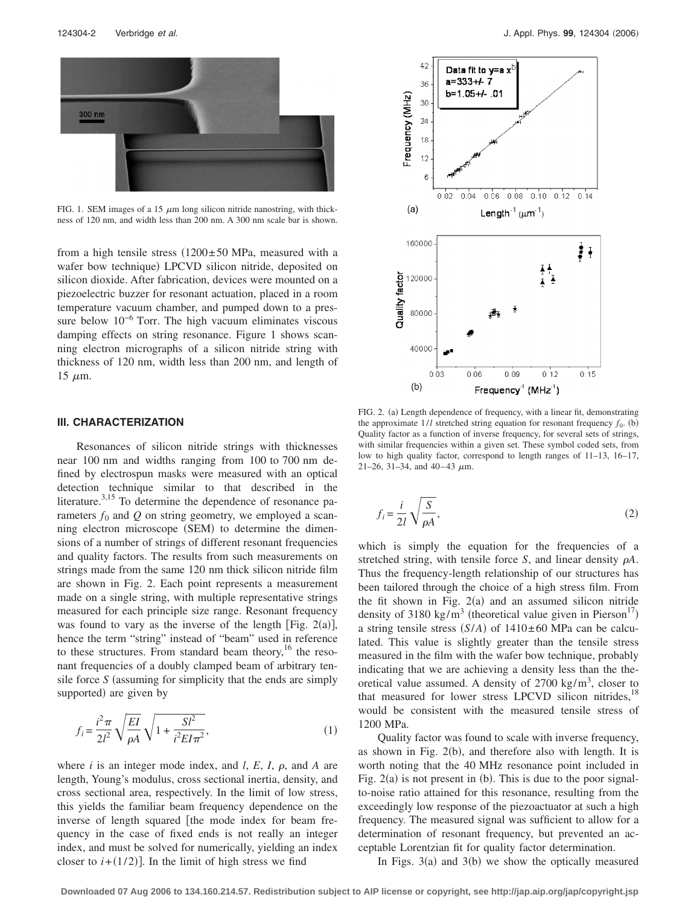FIG. 1. SEM images of a 15 $\mu$m long silicon nitride nanostring, with thickness of 120 nm, and width less than 200 nm. A 300 nm scale bar is shown.

from a high tensile stress (1200±50 MPa, measured with a wafer bow technique) LPCVD silicon nitride, deposited on silicon dioxide. After fabrication, devices were mounted on a piezoelectric buzzer for resonant actuation, placed in a room temperature vacuum chamber, and pumped down to a pressure below $10^{-6}$ Torr. The high vacuum eliminates viscous damping effects on string resonance. Figure 1 shows scanning electron micrographs of a silicon nitride string with thickness of 120 nm, width less than 200 nm, and length of 15 $\mu$m.

## III. CHARACTERIZATION

Resonances of silicon nitride strings with thicknesses near 100 nm and widths ranging from 100 to 700 nm defined by electrospun masks were measured with an optical detection technique similar to that described in the literature.[3,15] To determine the dependence of resonance parameters $f_0$ and $Q$ on string geometry, we employed a scanning electron microscope (SEM) to determine the dimensions of a number of strings of different resonant frequencies and quality factors. The results from such measurements on strings made from the same 120 nm thick silicon nitride film are shown in Fig. 2. Each point represents a measurement made on a single string, with multiple representative strings measured for each principle size range. Resonant frequency was found to vary as the inverse of the length [Fig. 2(a)], hence the term "string" instead of "beam" used in reference to these structures. From standard beam theory,[16] the resonant frequencies of a doubly clamped beam of arbitrary tensile force $S$ (assuming for simplicity that the ends are simply supported) are given by

$$f_i = \frac{i^2 \pi}{2l^2}\sqrt{\frac{EI}{\rho A}}\sqrt{1+\frac{Sl^2}{i^2 EI\pi^2}}, \tag{1}$$

where $i$ is an integer mode index, and $l$, $E$, $I$, $\rho$, and $A$ are length, Young's modulus, cross sectional inertia, density, and cross sectional area, respectively. In the limit of low stress, this yields the familiar beam frequency dependence on the inverse of length squared [the mode index for beam frequency in the case of fixed ends is not really an integer index, and must be solved for numerically, yielding an index closer to $i+(1/2)$]. In the limit of high stress we find

FIG. 2. (a) Length dependence of frequency, with a linear fit, demonstrating the approximate $1/l$ stretched string equation for resonant frequency $f_0$. (b) Quality factor as a function of inverse frequency, for several sets of strings, with similar frequencies within a given set. These symbol coded sets, from low to high quality factor, correspond to length ranges of 11–13, 16–17, 21–26, 31–34, and 40–43 $\mu$m.

$$f_i = \frac{i}{2l}\sqrt{\frac{S}{\rho A}}, \tag{2}$$

which is simply the equation for the frequencies of a stretched string, with tensile force $S$, and linear density $\rho A$. Thus the frequency-length relationship of our structures has been tailored through the choice of a high stress film. From the fit shown in Fig. 2(a) and an assumed silicon nitride density of 3180 kg/m$^3$ (theoretical value given in Pierson[17]) a string tensile stress $(S/A)$ of 1410±60 MPa can be calculated. This value is slightly greater than the tensile stress measured in the film with the wafer bow technique, probably indicating that we are achieving a density less than the theoretical value assumed. A density of 2700 kg/m$^3$, closer to that measured for lower stress LPCVD silicon nitrides,[18] would be consistent with the measured tensile stress of 1200 MPa.

Quality factor was found to scale with inverse frequency, as shown in Fig. 2(b), and therefore also with length. It is worth noting that the 40 MHz resonance point included in Fig. 2(a) is not present in (b). This is due to the poor signal-to-noise ratio attained for this resonance, resulting from the exceedingly low response of the piezoactuator at such a high frequency. The measured signal was sufficient to allow for a determination of resonant frequency, but prevented an acceptable Lorentzian fit for quality factor determination.

In Figs. 3(a) and 3(b) we show the optically measured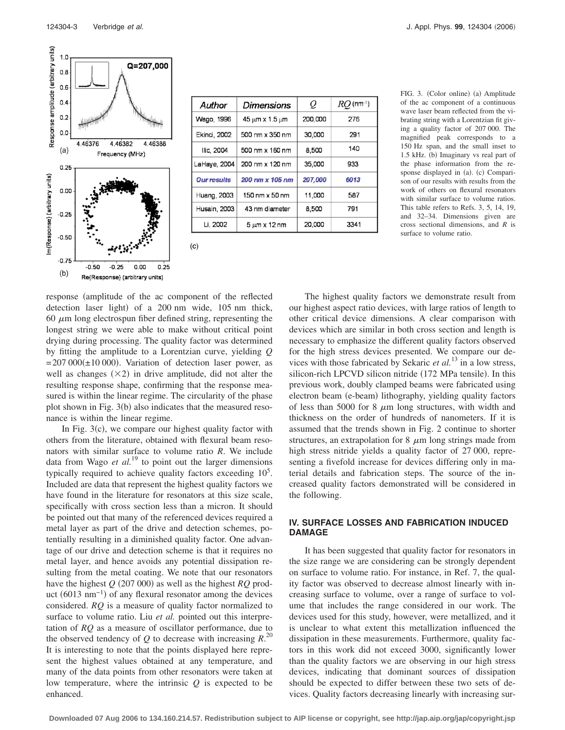| *Author* | *Dimensions* | $Q$ | $RQ$ (nm$^{-1}$) |
| --- | --- | --- | --- |
| Wago, 1996 | 45 μm x 1.5 μm | 200,000 | 276 |
| Ekinci, 2002 | 500 nm x 350 nm | 30,000 | 291 |
| Ilic, 2004 | 500 nm x 160 nm | 8,500 | 140 |
| LaHaye, 2004 | 200 nm x 120 nm | 35,000 | 933 |
| ***Our results*** | ***200 nm x 105 nm*** | ***207,000*** | ***6013*** |
| Huang, 2003 | 150 nm x 50 nm | 11,000 | 587 |
| Husain, 2003 | 43 nm diameter | 8,500 | 791 |
| Li, 2002 | 5 μm x 12 nm | 20,000 | 3341 |

FIG. 3. (Color online) (a) Amplitude of the ac component of a continuous wave laser beam reflected from the vibrating string with a Lorentzian fit giving a quality factor of 207 000. The magnified peak corresponds to a 150 Hz span, and the small inset to 1.5 kHz. (b) Imaginary vs real part of the phase information from the response displayed in (a). (c) Comparison of our results with results from the work of others on flexural resonators with similar surface to volume ratios. This table refers to Refs. 3, 5, 14, 19, and 32–34. Dimensions given are cross sectional dimensions, and $R$ is surface to volume ratio.

response (amplitude of the ac component of the reflected detection laser light) of a 200 nm wide, 105 nm thick, 60 μm long electrospun fiber defined string, representing the longest string we were able to make without critical point drying during processing. The quality factor was determined by fitting the amplitude to a Lorentzian curve, yielding $Q = 207\,000(\pm 10\,000)$. Variation of detection laser power, as well as changes ($\times 2$) in drive amplitude, did not alter the resulting response shape, confirming that the response measured is within the linear regime. The circularity of the phase plot shown in Fig. 3(b) also indicates that the measured resonance is within the linear regime.

In Fig. 3(c), we compare our highest quality factor with others from the literature, obtained with flexural beam resonators with similar surface to volume ratio $R$. We include data from Wago *et al.*[19] to point out the larger dimensions typically required to achieve quality factors exceeding $10^5$. Included are data that represent the highest quality factors we have found in the literature for resonators at this size scale, specifically with cross section less than a micron. It should be pointed out that many of the referenced devices required a metal layer as part of the drive and detection schemes, potentially resulting in a diminished quality factor. One advantage of our drive and detection scheme is that it requires no metal layer, and hence avoids any potential dissipation resulting from the metal coating. We note that our resonators have the highest $Q$ (207 000) as well as the highest $RQ$ product (6013 nm$^{-1}$) of any flexural resonator among the devices considered. $RQ$ is a measure of quality factor normalized to surface to volume ratio. Liu *et al.* pointed out this interpretation of $RQ$ as a measure of oscillator performance, due to the observed tendency of $Q$ to decrease with increasing $R$.[20] It is interesting to note that the points displayed here represent the highest values obtained at any temperature, and many of the data points from other resonators were taken at low temperature, where the intrinsic $Q$ is expected to be enhanced.

The highest quality factors we demonstrate result from our highest aspect ratio devices, with large ratios of length to other critical device dimensions. A clear comparison with devices which are similar in both cross section and length is necessary to emphasize the different quality factors observed for the high stress devices presented. We compare our devices with those fabricated by Sekaric *et al.*[13] in a low stress, silicon-rich LPCVD silicon nitride (172 MPa tensile). In this previous work, doubly clamped beams were fabricated using electron beam (e-beam) lithography, yielding quality factors of less than 5000 for 8 μm long structures, with width and thickness on the order of hundreds of nanometers. If it is assumed that the trends shown in Fig. 2 continue to shorter structures, an extrapolation for 8 μm long strings made from high stress nitride yields a quality factor of 27 000, representing a fivefold increase for devices differing only in material details and fabrication steps. The source of the increased quality factors demonstrated will be considered in the following.

## IV. SURFACE LOSSES AND FABRICATION INDUCED DAMAGE

It has been suggested that quality factor for resonators in the size range we are considering can be strongly dependent on surface to volume ratio. For instance, in Ref. 7, the quality factor was observed to decrease almost linearly with increasing surface to volume, over a range of surface to volume that includes the range considered in our work. The devices used for this study, however, were metallized, and it is unclear to what extent this metallization influenced the dissipation in these measurements. Furthermore, quality factors in this work did not exceed 3000, significantly lower than the quality factors we are observing in our high stress devices, indicating that dominant sources of dissipation should be expected to differ between these two sets of devices. Quality factors decreasing linearly with increasing sur-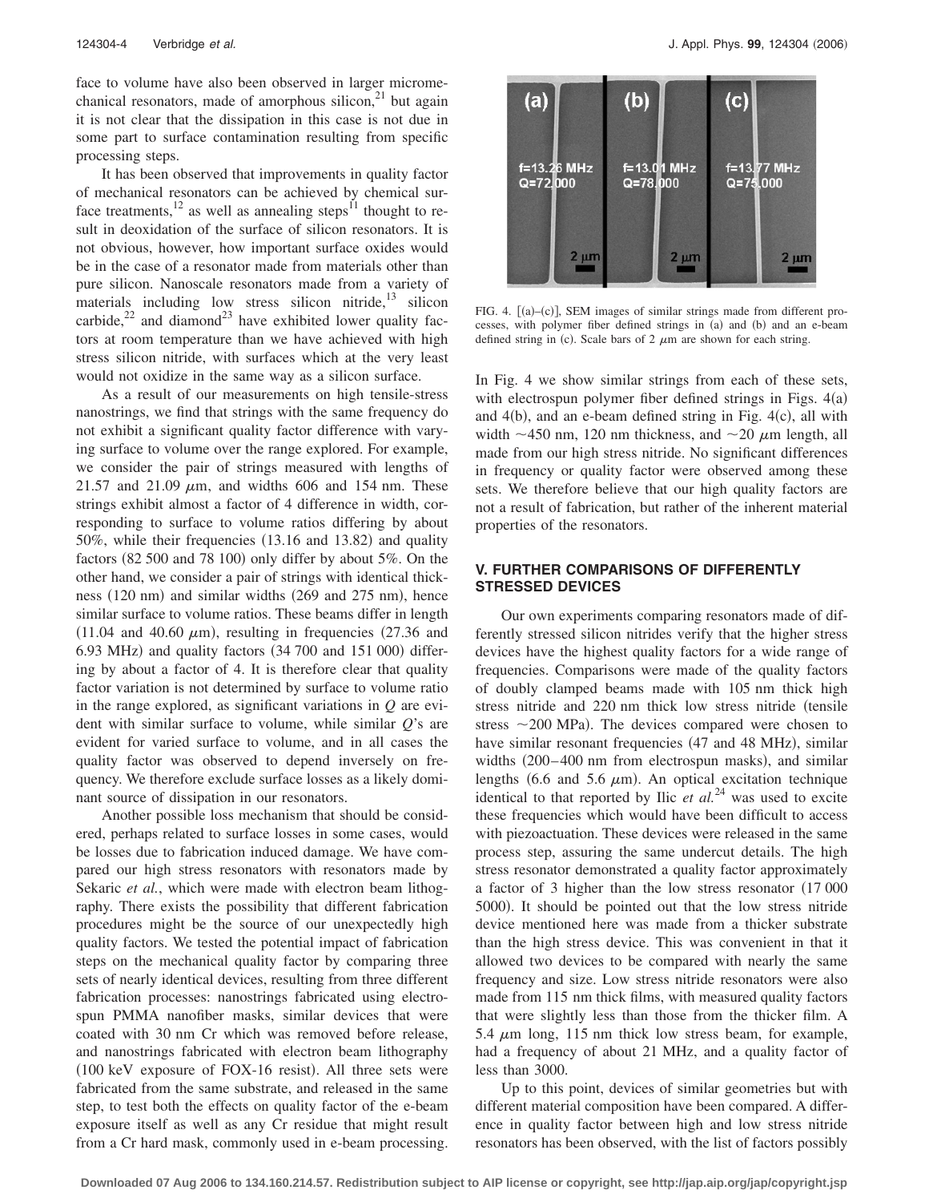face to volume have also been observed in larger micromechanical resonators, made of amorphous silicon,[21] but again it is not clear that the dissipation in this case is not due in some part to surface contamination resulting from specific processing steps.

It has been observed that improvements in quality factor of mechanical resonators can be achieved by chemical surface treatments,[12] as well as annealing steps[11] thought to result in deoxidation of the surface of silicon resonators. It is not obvious, however, how important surface oxides would be in the case of a resonator made from materials other than pure silicon. Nanoscale resonators made from a variety of materials including low stress silicon nitride,[13] silicon carbide,[22] and diamond[23] have exhibited lower quality factors at room temperature than we have achieved with high stress silicon nitride, with surfaces which at the very least would not oxidize in the same way as a silicon surface.

As a result of our measurements on high tensile-stress nanostrings, we find that strings with the same frequency do not exhibit a significant quality factor difference with varying surface to volume over the range explored. For example, we consider the pair of strings measured with lengths of 21.57 and 21.09 $\mu$m, and widths 606 and 154 nm. These strings exhibit almost a factor of 4 difference in width, corresponding to surface to volume ratios differing by about 50%, while their frequencies (13.16 and 13.82) and quality factors (82 500 and 78 100) only differ by about 5%. On the other hand, we consider a pair of strings with identical thickness (120 nm) and similar widths (269 and 275 nm), hence similar surface to volume ratios. These beams differ in length (11.04 and 40.60 $\mu$m), resulting in frequencies (27.36 and 6.93 MHz) and quality factors (34 700 and 151 000) differing by about a factor of 4. It is therefore clear that quality factor variation is not determined by surface to volume ratio in the range explored, as significant variations in $Q$ are evident with similar surface to volume, while similar $Q$'s are evident for varied surface to volume, and in all cases the quality factor was observed to depend inversely on frequency. We therefore exclude surface losses as a likely dominant source of dissipation in our resonators.

Another possible loss mechanism that should be considered, perhaps related to surface losses in some cases, would be losses due to fabrication induced damage. We have compared our high stress resonators with resonators made by Sekaric *et al.*, which were made with electron beam lithography. There exists the possibility that different fabrication procedures might be the source of our unexpectedly high quality factors. We tested the potential impact of fabrication steps on the mechanical quality factor by comparing three sets of nearly identical devices, resulting from three different fabrication processes: nanostrings fabricated using electrospun PMMA nanofiber masks, similar devices that were coated with 30 nm Cr which was removed before release, and nanostrings fabricated with electron beam lithography (100 keV exposure of FOX-16 resist). All three sets were fabricated from the same substrate, and released in the same step, to test both the effects on quality factor of the e-beam exposure itself as well as any Cr residue that might result from a Cr hard mask, commonly used in e-beam processing.

FIG. 4. [(a)–(c)], SEM images of similar strings made from different processes, with polymer fiber defined strings in (a) and (b) and an e-beam defined string in (c). Scale bars of 2 $\mu$m are shown for each string.

In Fig. 4 we show similar strings from each of these sets, with electrospun polymer fiber defined strings in Figs. 4(a) and 4(b), and an e-beam defined string in Fig. 4(c), all with width ~450 nm, 120 nm thickness, and ~20 $\mu$m length, all made from our high stress nitride. No significant differences in frequency or quality factor were observed among these sets. We therefore believe that our high quality factors are not a result of fabrication, but rather of the inherent material properties of the resonators.

## V. FURTHER COMPARISONS OF DIFFERENTLY STRESSED DEVICES

Our own experiments comparing resonators made of differently stressed silicon nitrides verify that the higher stress devices have the highest quality factors for a wide range of frequencies. Comparisons were made of the quality factors of doubly clamped beams made with 105 nm thick high stress nitride and 220 nm thick low stress nitride (tensile stress ~200 MPa). The devices compared were chosen to have similar resonant frequencies (47 and 48 MHz), similar widths (200–400 nm from electrospun masks), and similar lengths (6.6 and 5.6 $\mu$m). An optical excitation technique identical to that reported by Ilic *et al.*[24] was used to excite these frequencies which would have been difficult to access with piezoactuation. These devices were released in the same process step, assuring the same undercut details. The high stress resonator demonstrated a quality factor approximately a factor of 3 higher than the low stress resonator (17 000 5000). It should be pointed out that the low stress nitride device mentioned here was made from a thicker substrate than the high stress device. This was convenient in that it allowed two devices to be compared with nearly the same frequency and size. Low stress nitride resonators were also made from 115 nm thick films, with measured quality factors that were slightly less than those from the thicker film. A 5.4 $\mu$m long, 115 nm thick low stress beam, for example, had a frequency of about 21 MHz, and a quality factor of less than 3000.

Up to this point, devices of similar geometries but with different material composition have been compared. A difference in quality factor between high and low stress nitride resonators has been observed, with the list of factors possibly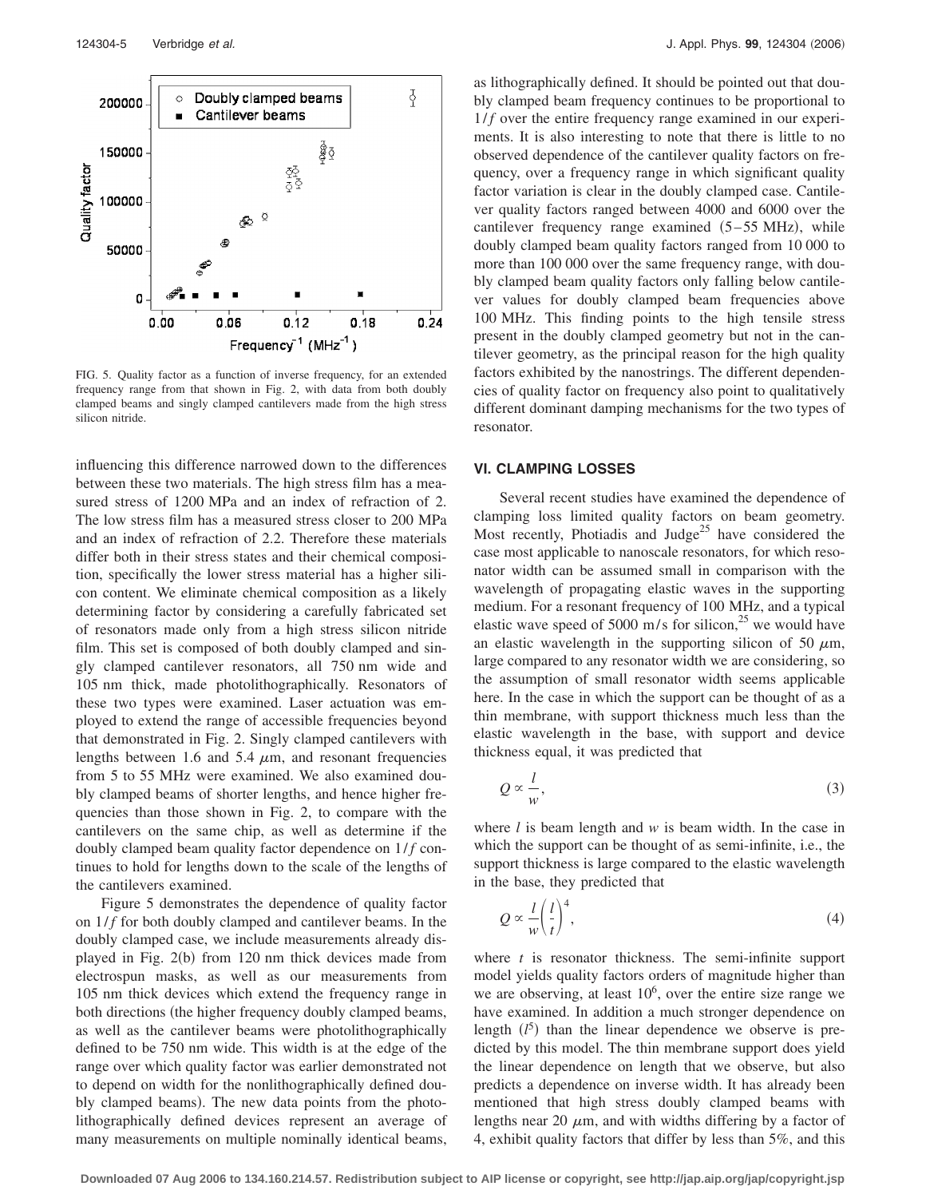FIG. 5. Quality factor as a function of inverse frequency, for an extended frequency range from that shown in Fig. 2, with data from both doubly clamped beams and singly clamped cantilevers made from the high stress silicon nitride.

influencing this difference narrowed down to the differences between these two materials. The high stress film has a measured stress of 1200 MPa and an index of refraction of 2. The low stress film has a measured stress closer to 200 MPa and an index of refraction of 2.2. Therefore these materials differ both in their stress states and their chemical composition, specifically the lower stress material has a higher silicon content. We eliminate chemical composition as a likely determining factor by considering a carefully fabricated set of resonators made only from a high stress silicon nitride film. This set is composed of both doubly clamped and singly clamped cantilever resonators, all 750 nm wide and 105 nm thick, made photolithographically. Resonators of these two types were examined. Laser actuation was employed to extend the range of accessible frequencies beyond that demonstrated in Fig. 2. Singly clamped cantilevers with lengths between 1.6 and 5.4 $\mu$m, and resonant frequencies from 5 to 55 MHz were examined. We also examined doubly clamped beams of shorter lengths, and hence higher frequencies than those shown in Fig. 2, to compare with the cantilevers on the same chip, as well as determine if the doubly clamped beam quality factor dependence on $1/f$ continues to hold for lengths down to the scale of the lengths of the cantilevers examined.

Figure 5 demonstrates the dependence of quality factor on $1/f$ for both doubly clamped and cantilever beams. In the doubly clamped case, we include measurements already displayed in Fig. 2(b) from 120 nm thick devices made from electrospun masks, as well as our measurements from 105 nm thick devices which extend the frequency range in both directions (the higher frequency doubly clamped beams, as well as the cantilever beams were photolithographically defined to be 750 nm wide. This width is at the edge of the range over which quality factor was earlier demonstrated not to depend on width for the nonlithographically defined doubly clamped beams). The new data points from the photolithographically defined devices represent an average of many measurements on multiple nominally identical beams, as lithographically defined. It should be pointed out that doubly clamped beam frequency continues to be proportional to $1/f$ over the entire frequency range examined in our experiments. It is also interesting to note that there is little to no observed dependence of the cantilever quality factors on frequency, over a frequency range in which significant quality factor variation is clear in the doubly clamped case. Cantilever quality factors ranged between 4000 and 6000 over the cantilever frequency range examined (5–55 MHz), while doubly clamped beam quality factors ranged from 10 000 to more than 100 000 over the same frequency range, with doubly clamped beam quality factors only falling below cantilever values for doubly clamped beam frequencies above 100 MHz. This finding points to the high tensile stress present in the doubly clamped geometry but not in the cantilever geometry, as the principal reason for the high quality factors exhibited by the nanostrings. The different dependencies of quality factor on frequency also point to qualitatively different dominant damping mechanisms for the two types of resonator.

## VI. CLAMPING LOSSES

Several recent studies have examined the dependence of clamping loss limited quality factors on beam geometry. Most recently, Photiadis and Judge[25] have considered the case most applicable to nanoscale resonators, for which resonator width can be assumed small in comparison with the wavelength of propagating elastic waves in the supporting medium. For a resonant frequency of 100 MHz, and a typical elastic wave speed of 5000 m/s for silicon,[25] we would have an elastic wavelength in the supporting silicon of 50 $\mu$m, large compared to any resonator width we are considering, so the assumption of small resonator width seems applicable here. In the case in which the support can be thought of as a thin membrane, with support thickness much less than the elastic wavelength in the base, with support and device thickness equal, it was predicted that

$$Q \propto \frac{l}{w}, \tag{3}$$

where $l$ is beam length and $w$ is beam width. In the case in which the support can be thought of as semi-infinite, i.e., the support thickness is large compared to the elastic wavelength in the base, they predicted that

$$Q \propto \frac{l}{w}\left(\frac{l}{t}\right)^4, \tag{4}$$

where $t$ is resonator thickness. The semi-infinite support model yields quality factors orders of magnitude higher than we are observing, at least $10^6$, over the entire size range we have examined. In addition a much stronger dependence on length ($l^5$) than the linear dependence we observe is predicted by this model. The thin membrane support does yield the linear dependence on length that we observe, but also predicts a dependence on inverse width. It has already been mentioned that high stress doubly clamped beams with lengths near 20 $\mu$m, and with widths differing by a factor of 4, exhibit quality factors that differ by less than 5%, and this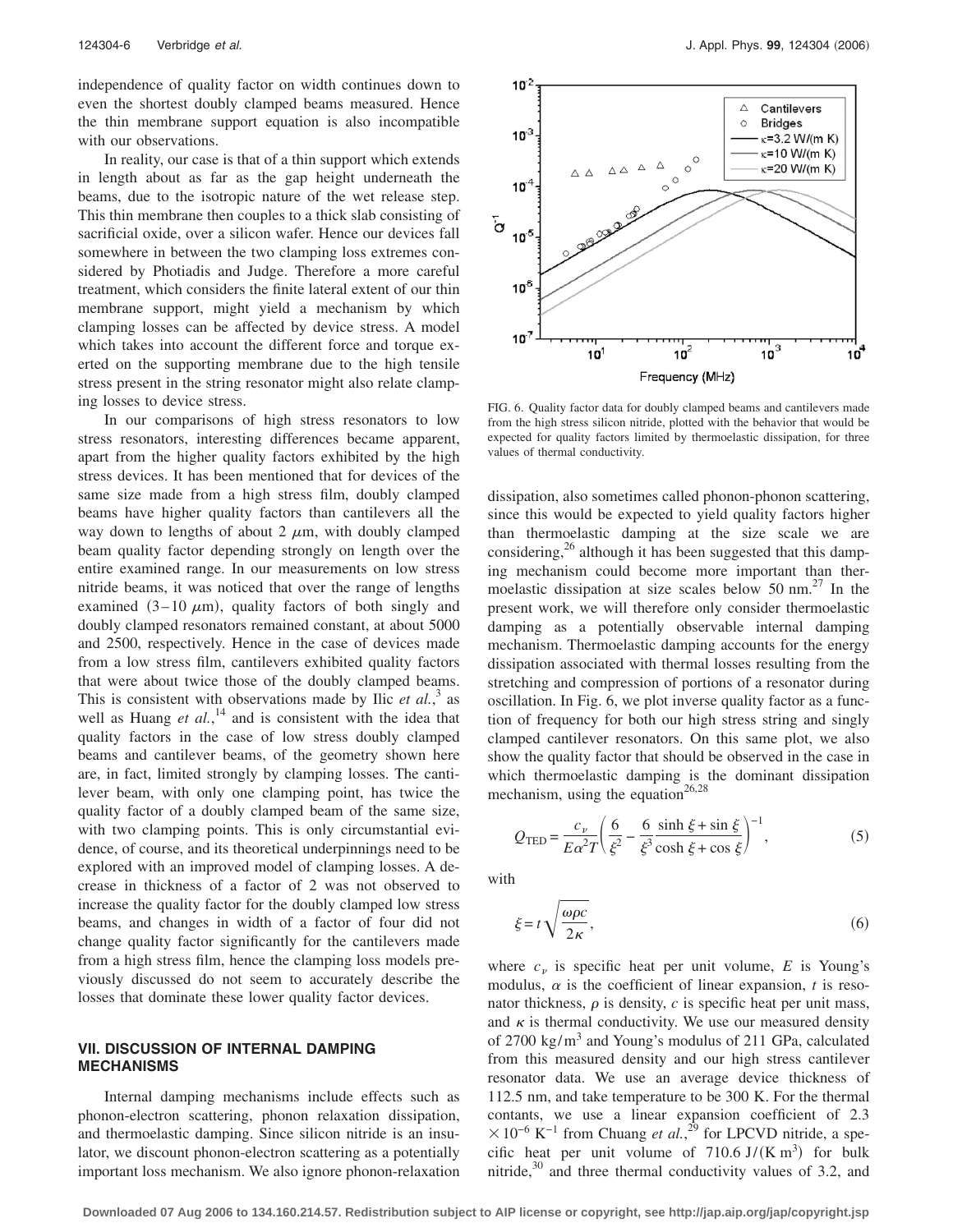independence of quality factor on width continues down to even the shortest doubly clamped beams measured. Hence the thin membrane support equation is also incompatible with our observations.

In reality, our case is that of a thin support which extends in length about as far as the gap height underneath the beams, due to the isotropic nature of the wet release step. This thin membrane then couples to a thick slab consisting of sacrificial oxide, over a silicon wafer. Hence our devices fall somewhere in between the two clamping loss extremes considered by Photiadis and Judge. Therefore a more careful treatment, which considers the finite lateral extent of our thin membrane support, might yield a mechanism by which clamping losses can be affected by device stress. A model which takes into account the different force and torque exerted on the supporting membrane due to the high tensile stress present in the string resonator might also relate clamping losses to device stress.

In our comparisons of high stress resonators to low stress resonators, interesting differences became apparent, apart from the higher quality factors exhibited by the high stress devices. It has been mentioned that for devices of the same size made from a high stress film, doubly clamped beams have higher quality factors than cantilevers all the way down to lengths of about 2 $\mu$m, with doubly clamped beam quality factor depending strongly on length over the entire examined range. In our measurements on low stress nitride beams, it was noticed that over the range of lengths examined (3–10 $\mu$m), quality factors of both singly and doubly clamped resonators remained constant, at about 5000 and 2500, respectively. Hence in the case of devices made from a low stress film, cantilevers exhibited quality factors that were about twice those of the doubly clamped beams. This is consistent with observations made by Ilic *et al.*,[3] as well as Huang *et al.*,[14] and is consistent with the idea that quality factors in the case of low stress doubly clamped beams and cantilever beams, of the geometry shown here are, in fact, limited strongly by clamping losses. The cantilever beam, with only one clamping point, has twice the quality factor of a doubly clamped beam of the same size, with two clamping points. This is only circumstantial evidence, of course, and its theoretical underpinnings need to be explored with an improved model of clamping losses. A decrease in thickness of a factor of 2 was not observed to increase the quality factor for the doubly clamped low stress beams, and changes in width of a factor of four did not change quality factor significantly for the cantilevers made from a high stress film, hence the clamping loss models previously discussed do not seem to accurately describe the losses that dominate these lower quality factor devices.

## VII. DISCUSSION OF INTERNAL DAMPING MECHANISMS

Internal damping mechanisms include effects such as phonon-electron scattering, phonon relaxation dissipation, and thermoelastic damping. Since silicon nitride is an insulator, we discount phonon-electron scattering as a potentially important loss mechanism. We also ignore phonon-relaxation dissipation, also sometimes called phonon-phonon scattering, since this would be expected to yield quality factors higher than thermoelastic damping at the size scale we are considering,[26] although it has been suggested that this damping mechanism could become more important than thermoelastic dissipation at size scales below 50 nm.[27] In the present work, we will therefore only consider thermoelastic damping as a potentially observable internal damping mechanism. Thermoelastic damping accounts for the energy dissipation associated with thermal losses resulting from the stretching and compression of portions of a resonator during oscillation. In Fig. 6, we plot inverse quality factor as a function of frequency for both our high stress string and singly clamped cantilever resonators. On this same plot, we also show the quality factor that should be observed in the case in which thermoelastic damping is the dominant dissipation mechanism, using the equation[26,28]

$$Q_{\mathrm{TED}} = \frac{c_\nu}{E\alpha^2 T}\left(\frac{6}{\xi^2} - \frac{6}{\xi^3}\frac{\sinh\xi + \sin\xi}{\cosh\xi + \cos\xi}\right)^{-1}, \tag{5}$$

with

$$\xi = t\sqrt{\frac{\omega\rho c}{2\kappa}}, \tag{6}$$

where $c_\nu$ is specific heat per unit volume, $E$ is Young's modulus, $\alpha$ is the coefficient of linear expansion, $t$ is resonator thickness, $\rho$ is density, $c$ is specific heat per unit mass, and $\kappa$ is thermal conductivity. We use our measured density of 2700 $\mathrm{kg/m^3}$ and Young's modulus of 211 GPa, calculated from this measured density and our high stress cantilever resonator data. We use an average device thickness of 112.5 nm, and take temperature to be 300 K. For the thermal contants, we use a linear expansion coefficient of $2.3 \times 10^{-6}\ \mathrm{K^{-1}}$ from Chuang *et al.*,[29] for LPCVD nitride, a specific heat per unit volume of $710.6\ \mathrm{J/(K\,m^3)}$ for bulk nitride,[30] and three thermal conductivity values of 3.2, and

FIG. 6. Quality factor data for doubly clamped beams and cantilevers made from the high stress silicon nitride, plotted with the behavior that would be expected for quality factors limited by thermoelastic dissipation, for three values of thermal conductivity.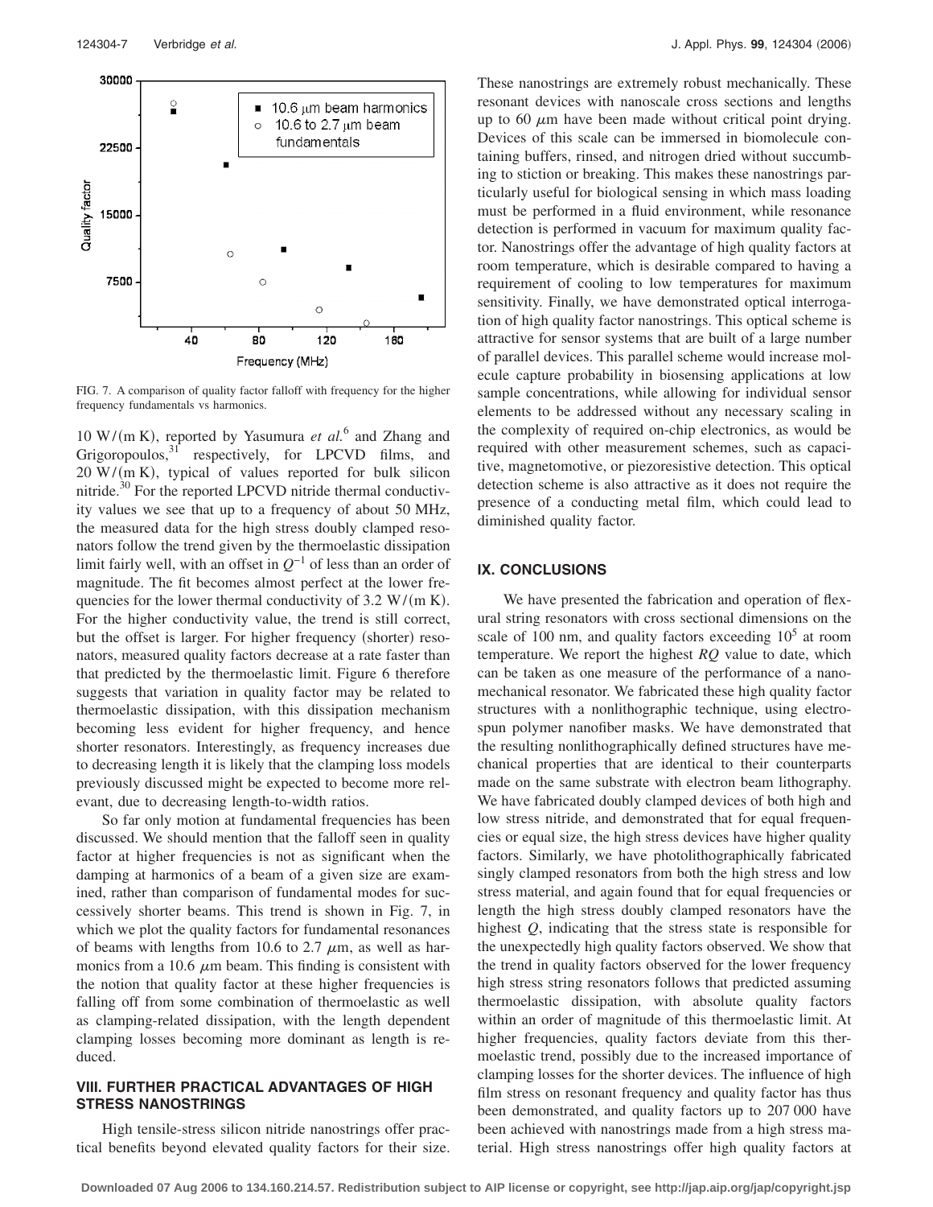30000

22500

15000

7500

Quality factor

40 80 120 160

Frequency (MHz)

■ 10.6 μm beam harmonics
○ 10.6 to 2.7 μm beam fundamentals

FIG. 7. A comparison of quality factor falloff with frequency for the higher frequency fundamentals vs harmonics.

10 W/(m K), reported by Yasumura *et al.*[6] and Zhang and Grigoropoulos,[31] respectively, for LPCVD films, and 20 W/(m K), typical of values reported for bulk silicon nitride.[30] For the reported LPCVD nitride thermal conductivity values we see that up to a frequency of about 50 MHz, the measured data for the high stress doubly clamped resonators follow the trend given by the thermoelastic dissipation limit fairly well, with an offset in $Q^{-1}$ of less than an order of magnitude. The fit becomes almost perfect at the lower frequencies for the lower thermal conductivity of 3.2 W/(m K). For the higher conductivity value, the trend is still correct, but the offset is larger. For higher frequency (shorter) resonators, measured quality factors decrease at a rate faster than that predicted by the thermoelastic limit. Figure 6 therefore suggests that variation in quality factor may be related to thermoelastic dissipation, with this dissipation mechanism becoming less evident for higher frequency, and hence shorter resonators. Interestingly, as frequency increases due to decreasing length it is likely that the clamping loss models previously discussed might be expected to become more relevant, due to decreasing length-to-width ratios.

So far only motion at fundamental frequencies has been discussed. We should mention that the falloff seen in quality factor at higher frequencies is not as significant when the damping at harmonics of a beam of a given size are examined, rather than comparison of fundamental modes for successively shorter beams. This trend is shown in Fig. 7, in which we plot the quality factors for fundamental resonances of beams with lengths from 10.6 to 2.7 $\mu$m, as well as harmonics from a 10.6 $\mu$m beam. This finding is consistent with the notion that quality factor at these higher frequencies is falling off from some combination of thermoelastic as well as clamping-related dissipation, with the length dependent clamping losses becoming more dominant as length is reduced.

## VIII. FURTHER PRACTICAL ADVANTAGES OF HIGH STRESS NANOSTRINGS

High tensile-stress silicon nitride nanostrings offer practical benefits beyond elevated quality factors for their size. These nanostrings are extremely robust mechanically. These resonant devices with nanoscale cross sections and lengths up to 60 $\mu$m have been made without critical point drying. Devices of this scale can be immersed in biomolecule containing buffers, rinsed, and nitrogen dried without succumbing to stiction or breaking. This makes these nanostrings particularly useful for biological sensing in which mass loading must be performed in a fluid environment, while resonance detection is performed in vacuum for maximum quality factor. Nanostrings offer the advantage of high quality factors at room temperature, which is desirable compared to having a requirement of cooling to low temperatures for maximum sensitivity. Finally, we have demonstrated optical interrogation of high quality factor nanostrings. This optical scheme is attractive for sensor systems that are built of a large number of parallel devices. This parallel scheme would increase molecule capture probability in biosensing applications at low sample concentrations, while allowing for individual sensor elements to be addressed without any necessary scaling in the complexity of required on-chip electronics, as would be required with other measurement schemes, such as capacitive, magnetomotive, or piezoresistive detection. This optical detection scheme is also attractive as it does not require the presence of a conducting metal film, which could lead to diminished quality factor.

## IX. CONCLUSIONS

We have presented the fabrication and operation of flexural string resonators with cross sectional dimensions on the scale of 100 nm, and quality factors exceeding $10^5$ at room temperature. We report the highest *RQ* value to date, which can be taken as one measure of the performance of a nanomechanical resonator. We fabricated these high quality factor structures with a nonlithographic technique, using electrospun polymer nanofiber masks. We have demonstrated that the resulting nonlithographically defined structures have mechanical properties that are identical to their counterparts made on the same substrate with electron beam lithography. We have fabricated doubly clamped devices of both high and low stress nitride, and demonstrated that for equal frequencies or equal size, the high stress devices have higher quality factors. Similarly, we have photolithographically fabricated singly clamped resonators from both the high stress and low stress material, and again found that for equal frequencies or length the high stress doubly clamped resonators have the highest *Q*, indicating that the stress state is responsible for the unexpectedly high quality factors observed. We show that the trend in quality factors observed for the lower frequency high stress string resonators follows that predicted assuming thermoelastic dissipation, with absolute quality factors within an order of magnitude of this thermoelastic limit. At higher frequencies, quality factors deviate from this thermoelastic trend, possibly due to the increased importance of clamping losses for the shorter devices. The influence of high film stress on resonant frequency and quality factor has thus been demonstrated, and quality factors up to 207 000 have been achieved with nanostrings made from a high stress material. High stress nanostrings offer high quality factors at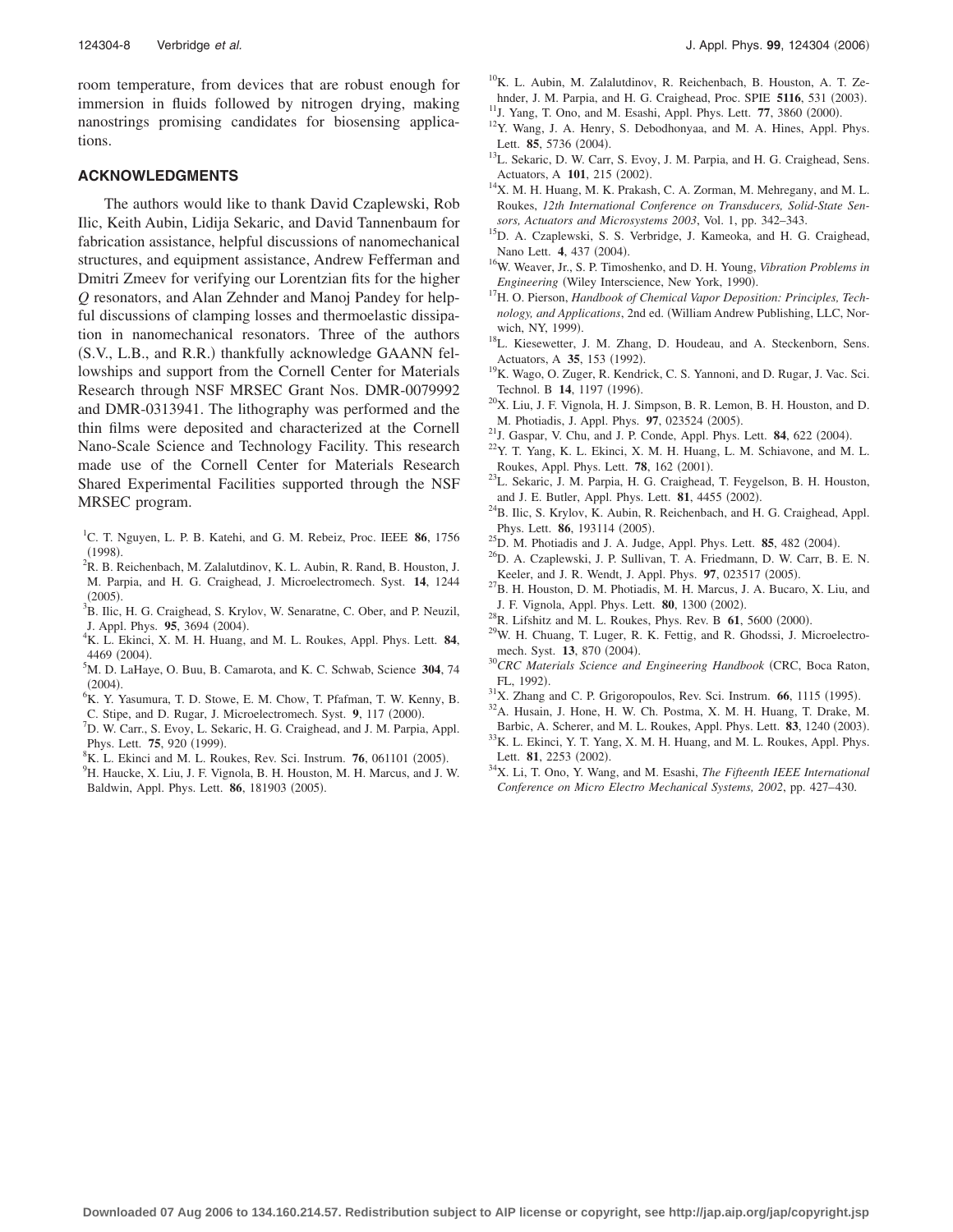room temperature, from devices that are robust enough for immersion in fluids followed by nitrogen drying, making nanostrings promising candidates for biosensing applications.

## ACKNOWLEDGMENTS

The authors would like to thank David Czaplewski, Rob Ilic, Keith Aubin, Lidija Sekaric, and David Tannenbaum for fabrication assistance, helpful discussions of nanomechanical structures, and equipment assistance, Andrew Fefferman and Dmitri Zmeev for verifying our Lorentzian fits for the higher $Q$ resonators, and Alan Zehnder and Manoj Pandey for helpful discussions of clamping losses and thermoelastic dissipation in nanomechanical resonators. Three of the authors (S.V., L.B., and R.R.) thankfully acknowledge GAANN fellowships and support from the Cornell Center for Materials Research through NSF MRSEC Grant Nos. DMR-0079992 and DMR-0313941. The lithography was performed and the thin films were deposited and characterized at the Cornell Nano-Scale Science and Technology Facility. This research made use of the Cornell Center for Materials Research Shared Experimental Facilities supported through the NSF MRSEC program.

[1] C. T. Nguyen, L. P. B. Katehi, and G. M. Rebeiz, Proc. IEEE **86**, 1756 (1998).
[2] R. B. Reichenbach, M. Zalalutdinov, K. L. Aubin, R. Rand, B. Houston, J. M. Parpia, and H. G. Craighead, J. Microelectromech. Syst. **14**, 1244 (2005).
[3] B. Ilic, H. G. Craighead, S. Krylov, W. Senaratne, C. Ober, and P. Neuzil, J. Appl. Phys. **95**, 3694 (2004).
[4] K. L. Ekinci, X. M. H. Huang, and M. L. Roukes, Appl. Phys. Lett. **84**, 4469 (2004).
[5] M. D. LaHaye, O. Buu, B. Camarota, and K. C. Schwab, Science **304**, 74 (2004).
[6] K. Y. Yasumura, T. D. Stowe, E. M. Chow, T. Pfafman, T. W. Kenny, B. C. Stipe, and D. Rugar, J. Microelectromech. Syst. **9**, 117 (2000).
[7] D. W. Carr., S. Evoy, L. Sekaric, H. G. Craighead, and J. M. Parpia, Appl. Phys. Lett. **75**, 920 (1999).
[8] K. L. Ekinci and M. L. Roukes, Rev. Sci. Instrum. **76**, 061101 (2005).
[9] H. Haucke, X. Liu, J. F. Vignola, B. H. Houston, M. H. Marcus, and J. W. Baldwin, Appl. Phys. Lett. **86**, 181903 (2005).
[10] K. L. Aubin, M. Zalalutdinov, R. Reichenbach, B. Houston, A. T. Zehnder, J. M. Parpia, and H. G. Craighead, Proc. SPIE **5116**, 531 (2003).
[11] J. Yang, T. Ono, and M. Esashi, Appl. Phys. Lett. **77**, 3860 (2000).
[12] Y. Wang, J. A. Henry, S. Debodhonyaa, and M. A. Hines, Appl. Phys. Lett. **85**, 5736 (2004).
[13] L. Sekaric, D. W. Carr, S. Evoy, J. M. Parpia, and H. G. Craighead, Sens. Actuators, A **101**, 215 (2002).
[14] X. M. H. Huang, M. K. Prakash, C. A. Zorman, M. Mehregany, and M. L. Roukes, *12th International Conference on Transducers, Solid-State Sensors, Actuators and Microsystems 2003*, Vol. 1, pp. 342–343.
[15] D. A. Czaplewski, S. S. Verbridge, J. Kameoka, and H. G. Craighead, Nano Lett. **4**, 437 (2004).
[16] W. Weaver, Jr., S. P. Timoshenko, and D. H. Young, *Vibration Problems in Engineering* (Wiley Interscience, New York, 1990).
[17] H. O. Pierson, *Handbook of Chemical Vapor Deposition: Principles, Technology, and Applications*, 2nd ed. (William Andrew Publishing, LLC, Norwich, NY, 1999).
[18] L. Kiesewetter, J. M. Zhang, D. Houdeau, and A. Steckenborn, Sens. Actuators, A **35**, 153 (1992).
[19] K. Wago, O. Zuger, R. Kendrick, C. S. Yannoni, and D. Rugar, J. Vac. Sci. Technol. B **14**, 1197 (1996).
[20] X. Liu, J. F. Vignola, H. J. Simpson, B. R. Lemon, B. H. Houston, and D. M. Photiadis, J. Appl. Phys. **97**, 023524 (2005).
[21] J. Gaspar, V. Chu, and J. P. Conde, Appl. Phys. Lett. **84**, 622 (2004).
[22] Y. T. Yang, K. L. Ekinci, X. M. H. Huang, L. M. Schiavone, and M. L. Roukes, Appl. Phys. Lett. **78**, 162 (2001).
[23] L. Sekaric, J. M. Parpia, H. G. Craighead, T. Feygelson, B. H. Houston, and J. E. Butler, Appl. Phys. Lett. **81**, 4455 (2002).
[24] B. Ilic, S. Krylov, K. Aubin, R. Reichenbach, and H. G. Craighead, Appl. Phys. Lett. **86**, 193114 (2005).
[25] D. M. Photiadis and J. A. Judge, Appl. Phys. Lett. **85**, 482 (2004).
[26] D. A. Czaplewski, J. P. Sullivan, T. A. Friedmann, D. W. Carr, B. E. N. Keeler, and J. R. Wendt, J. Appl. Phys. **97**, 023517 (2005).
[27] B. H. Houston, D. M. Photiadis, M. H. Marcus, J. A. Bucaro, X. Liu, and J. F. Vignola, Appl. Phys. Lett. **80**, 1300 (2002).
[28] R. Lifshitz and M. L. Roukes, Phys. Rev. B **61**, 5600 (2000).
[29] W. H. Chuang, T. Luger, R. K. Fettig, and R. Ghodssi, J. Microelectromech. Syst. **13**, 870 (2004).
[30] *CRC Materials Science and Engineering Handbook* (CRC, Boca Raton, FL, 1992).
[31] X. Zhang and C. P. Grigoropoulos, Rev. Sci. Instrum. **66**, 1115 (1995).
[32] A. Husain, J. Hone, H. W. Ch. Postma, X. M. H. Huang, T. Drake, M. Barbic, A. Scherer, and M. L. Roukes, Appl. Phys. Lett. **83**, 1240 (2003).
[33] K. L. Ekinci, Y. T. Yang, X. M. H. Huang, and M. L. Roukes, Appl. Phys. Lett. **81**, 2253 (2002).
[34] X. Li, T. Ono, Y. Wang, and M. Esashi, *The Fifteenth IEEE International Conference on Micro Electro Mechanical Systems, 2002*, pp. 427–430.